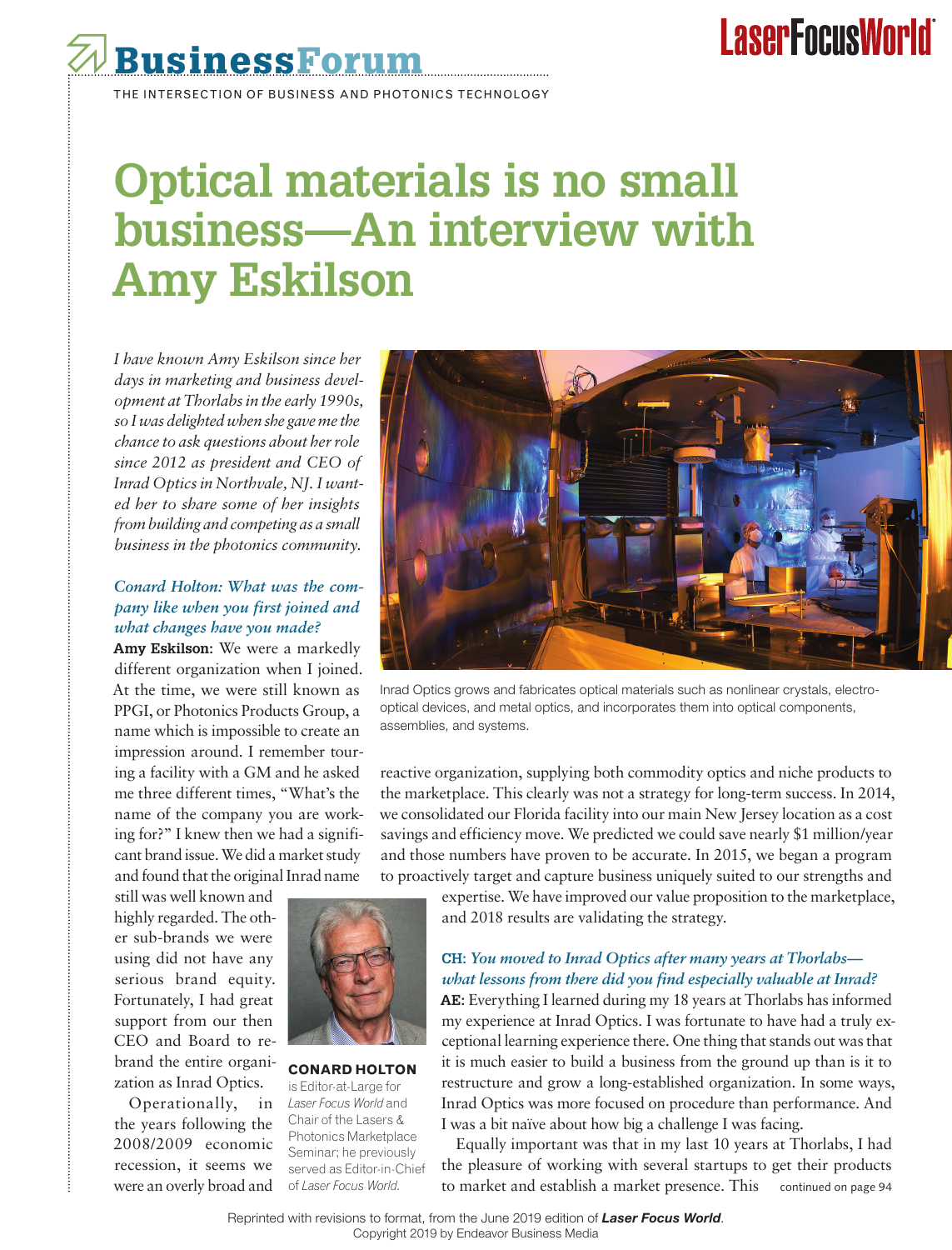# BusinessForum

THE INTERSECTION OF BUSINESS AND PHOTONICS TECHNOLOGY

# Optical materials is no small business—An interview with Amy Eskilson

*I have known Amy Eskilson since her days in marketing and business development at Thorlabs in the early 1990s, so I was delighted when she gave me the chance to ask questions about her role since 2012 as president and CEO of Inrad Optics in Northvale, NJ. I wanted her to share some of her insights from building and competing as a small business in the photonics community.*

Inrad Optics grows and fabricates optical materials such as nonlinear crystals, electro-optical devices, and metal optics, and incorporates them into optical components, assemblies, and systems.

***Conard Holton: What was the company like when you first joined and what changes have you made?***

**Amy Eskilson:** We were a markedly different organization when I joined. At the time, we were still known as PPGI, or Photonics Products Group, a name which is impossible to create an impression around. I remember touring a facility with a GM and he asked me three different times, "What's the name of the company you are working for?" I knew then we had a significant brand issue. We did a market study and found that the original Inrad name still was well known and highly regarded. The other sub-brands we were using did not have any serious brand equity. Fortunately, I had great support from our then CEO and Board to rebrand the entire organization as Inrad Optics.

Operationally, in the years following the 2008/2009 economic recession, it seems we were an overly broad and reactive organization, supplying both commodity optics and niche products to the marketplace. This clearly was not a strategy for long-term success. In 2014, we consolidated our Florida facility into our main New Jersey location as a cost savings and efficiency move. We predicted we could save nearly $1 million/year and those numbers have proven to be accurate. In 2015, we began a program to proactively target and capture business uniquely suited to our strengths and expertise. We have improved our value proposition to the marketplace, and 2018 results are validating the strategy.

**CONARD HOLTON** is Editor-at-Large for *Laser Focus World* and Chair of the Lasers & Photonics Marketplace Seminar; he previously served as Editor-in-Chief of *Laser Focus World*.

***CH: You moved to Inrad Optics after many years at Thorlabs—what lessons from there did you find especially valuable at Inrad?***

**AE:** Everything I learned during my 18 years at Thorlabs has informed my experience at Inrad Optics. I was fortunate to have had a truly exceptional learning experience there. One thing that stands out was that it is much easier to build a business from the ground up than is it to restructure and grow a long-established organization. In some ways, Inrad Optics was more focused on procedure than performance. And I was a bit naïve about how big a challenge I was facing.

Equally important was that in my last 10 years at Thorlabs, I had the pleasure of working with several startups to get their products to market and establish a market presence. This *continued on page 94*

Reprinted with revisions to format, from the June 2019 edition of ***Laser Focus World***.
Copyright 2019 by Endeavor Business Media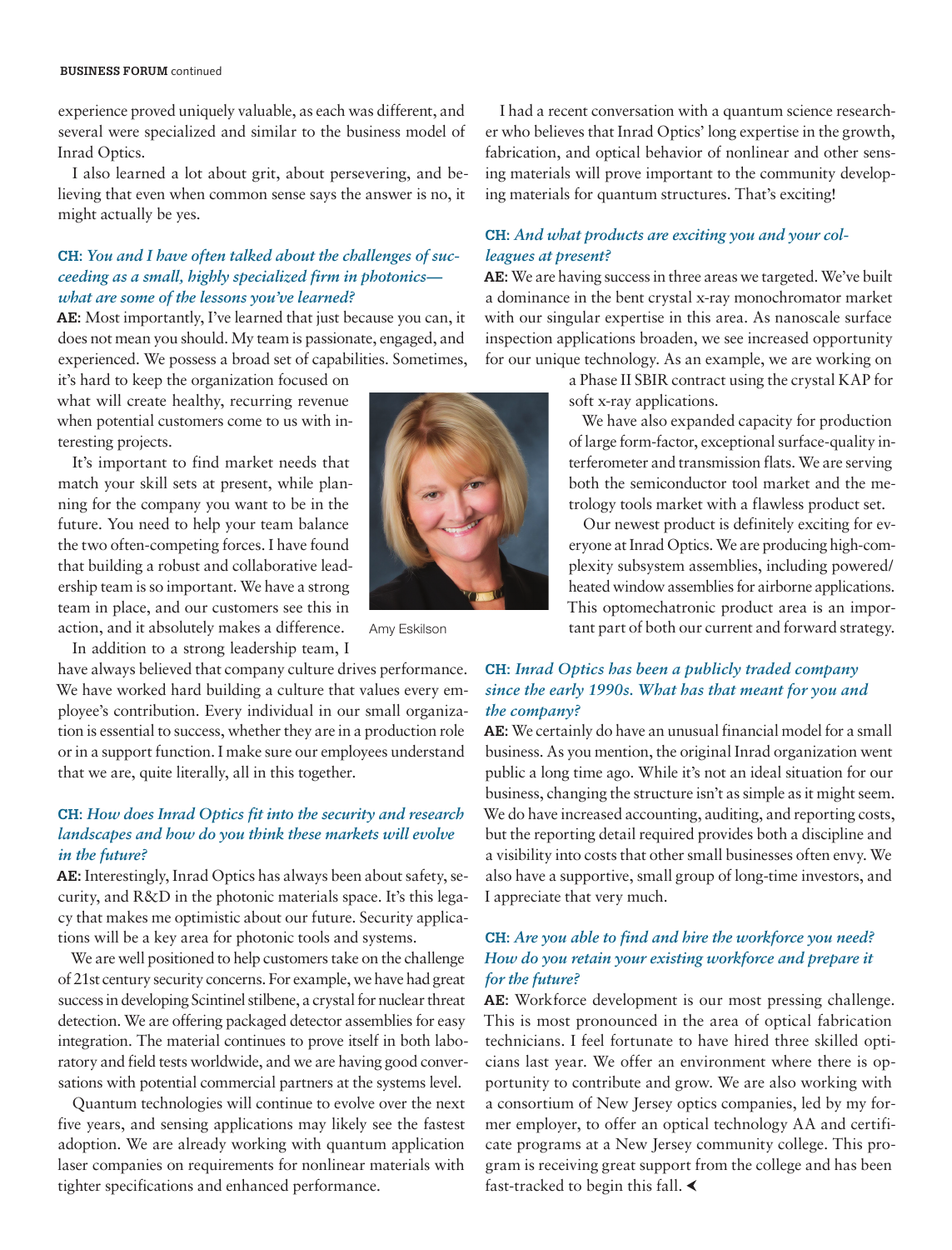experience proved uniquely valuable, as each was different, and several were specialized and similar to the business model of Inrad Optics.

I also learned a lot about grit, about persevering, and believing that even when common sense says the answer is no, it might actually be yes.

***CH**: You and I have often talked about the challenges of succeeding as a small, highly specialized firm in photonics—what are some of the lessons you've learned?*

**AE**: Most importantly, I've learned that just because you can, it does not mean you should. My team is passionate, engaged, and experienced. We possess a broad set of capabilities. Sometimes, it's hard to keep the organization focused on what will create healthy, recurring revenue when potential customers come to us with interesting projects.

It's important to find market needs that match your skill sets at present, while planning for the company you want to be in the future. You need to help your team balance the two often-competing forces. I have found that building a robust and collaborative leadership team is so important. We have a strong team in place, and our customers see this in action, and it absolutely makes a difference.

Amy Eskilson

In addition to a strong leadership team, I have always believed that company culture drives performance. We have worked hard building a culture that values every employee's contribution. Every individual in our small organization is essential to success, whether they are in a production role or in a support function. I make sure our employees understand that we are, quite literally, all in this together.

***CH**: How does Inrad Optics fit into the security and research landscapes and how do you think these markets will evolve in the future?*

**AE**: Interestingly, Inrad Optics has always been about safety, security, and R&D in the photonic materials space. It's this legacy that makes me optimistic about our future. Security applications will be a key area for photonic tools and systems.

We are well positioned to help customers take on the challenge of 21st century security concerns. For example, we have had great success in developing Scintinel stilbene, a crystal for nuclear threat detection. We are offering packaged detector assemblies for easy integration. The material continues to prove itself in both laboratory and field tests worldwide, and we are having good conversations with potential commercial partners at the systems level.

Quantum technologies will continue to evolve over the next five years, and sensing applications may likely see the fastest adoption. We are already working with quantum application laser companies on requirements for nonlinear materials with tighter specifications and enhanced performance.

I had a recent conversation with a quantum science researcher who believes that Inrad Optics' long expertise in the growth, fabrication, and optical behavior of nonlinear and other sensing materials will prove important to the community developing materials for quantum structures. That's exciting!

***CH**: And what products are exciting you and your colleagues at present?*

**AE**: We are having success in three areas we targeted. We've built a dominance in the bent crystal x-ray monochromator market with our singular expertise in this area. As nanoscale surface inspection applications broaden, we see increased opportunity for our unique technology. As an example, we are working on a Phase II SBIR contract using the crystal KAP for soft x-ray applications.

We have also expanded capacity for production of large form-factor, exceptional surface-quality interferometer and transmission flats. We are serving both the semiconductor tool market and the metrology tools market with a flawless product set.

Our newest product is definitely exciting for everyone at Inrad Optics. We are producing high-complexity subsystem assemblies, including powered/heated window assemblies for airborne applications. This optomechatronic product area is an important part of both our current and forward strategy.

***CH**: Inrad Optics has been a publicly traded company since the early 1990s. What has that meant for you and the company?*

**AE**: We certainly do have an unusual financial model for a small business. As you mention, the original Inrad organization went public a long time ago. While it's not an ideal situation for our business, changing the structure isn't as simple as it might seem. We do have increased accounting, auditing, and reporting costs, but the reporting detail required provides both a discipline and a visibility into costs that other small businesses often envy. We also have a supportive, small group of long-time investors, and I appreciate that very much.

***CH**: Are you able to find and hire the workforce you need? How do you retain your existing workforce and prepare it for the future?*

**AE**: Workforce development is our most pressing challenge. This is most pronounced in the area of optical fabrication technicians. I feel fortunate to have hired three skilled opticians last year. We offer an environment where there is opportunity to contribute and grow. We are also working with a consortium of New Jersey optics companies, led by my former employer, to offer an optical technology AA and certificate programs at a New Jersey community college. This program is receiving great support from the college and has been fast-tracked to begin this fall.